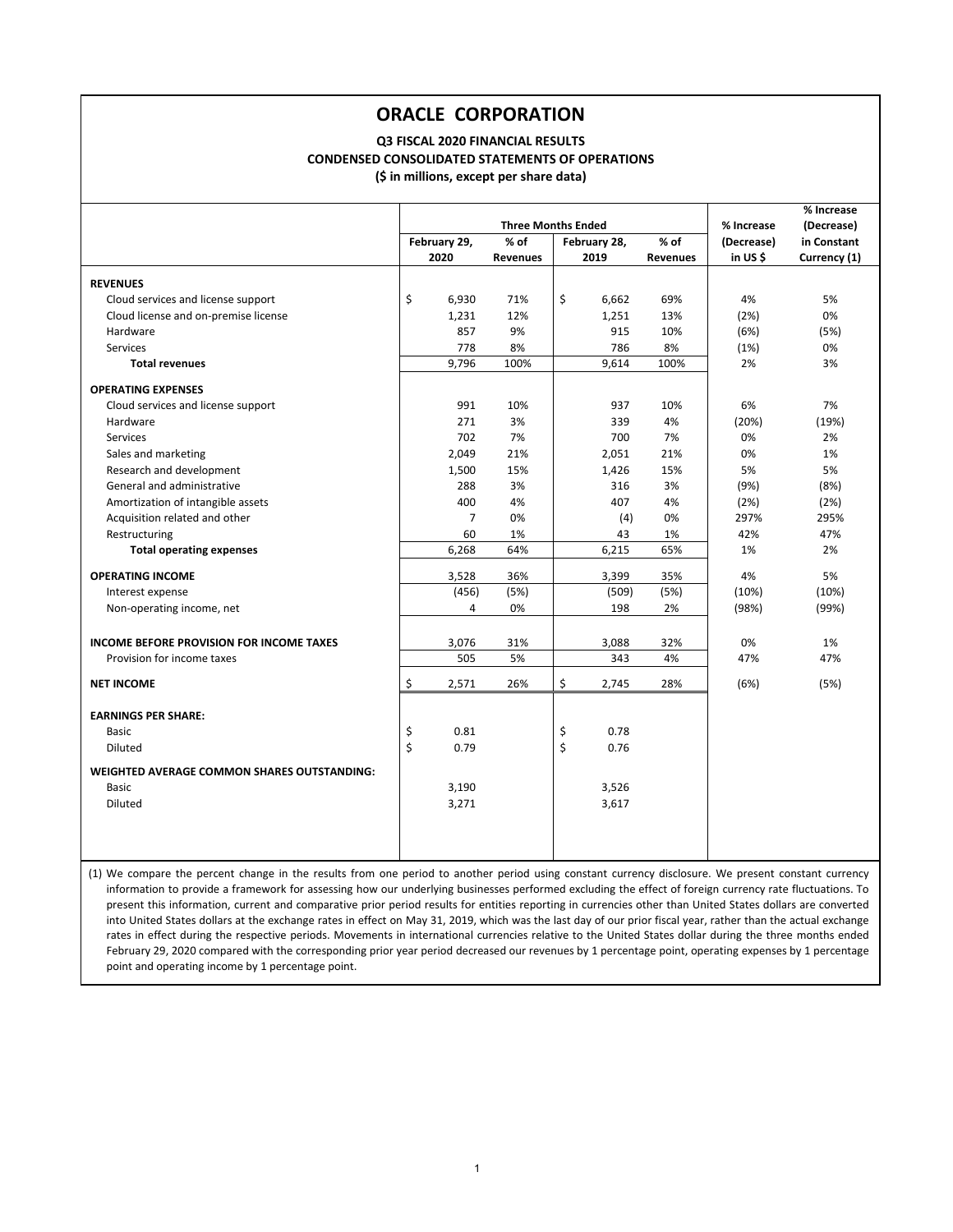# ORACLE CORPORATION

**Q3 FISCAL 2020 FINANCIAL RESULTS**
**CONDENSED CONSOLIDATED STATEMENTS OF OPERATIONS**
**($ in millions, except per share data)**

| | Three Months Ended | | | | % Increase | % Increase (Decrease) |
|---|---|---|---|---|---|---|
| | February 29, 2020 | % of Revenues | February 28, 2019 | % of Revenues | (Decrease) in US $ | in Constant Currency (1) |
| **REVENUES** | | | | | | |
| Cloud services and license support | $ 6,930 | 71% | $ 6,662 | 69% | 4% | 5% |
| Cloud license and on-premise license | 1,231 | 12% | 1,251 | 13% | (2%) | 0% |
| Hardware | 857 | 9% | 915 | 10% | (6%) | (5%) |
| Services | 778 | 8% | 786 | 8% | (1%) | 0% |
| **Total revenues** | 9,796 | 100% | 9,614 | 100% | 2% | 3% |
| **OPERATING EXPENSES** | | | | | | |
| Cloud services and license support | 991 | 10% | 937 | 10% | 6% | 7% |
| Hardware | 271 | 3% | 339 | 4% | (20%) | (19%) |
| Services | 702 | 7% | 700 | 7% | 0% | 2% |
| Sales and marketing | 2,049 | 21% | 2,051 | 21% | 0% | 1% |
| Research and development | 1,500 | 15% | 1,426 | 15% | 5% | 5% |
| General and administrative | 288 | 3% | 316 | 3% | (9%) | (8%) |
| Amortization of intangible assets | 400 | 4% | 407 | 4% | (2%) | (2%) |
| Acquisition related and other | 7 | 0% | (4) | 0% | 297% | 295% |
| Restructuring | 60 | 1% | 43 | 1% | 42% | 47% |
| **Total operating expenses** | 6,268 | 64% | 6,215 | 65% | 1% | 2% |
| **OPERATING INCOME** | 3,528 | 36% | 3,399 | 35% | 4% | 5% |
| Interest expense | (456) | (5%) | (509) | (5%) | (10%) | (10%) |
| Non-operating income, net | 4 | 0% | 198 | 2% | (98%) | (99%) |
| **INCOME BEFORE PROVISION FOR INCOME TAXES** | 3,076 | 31% | 3,088 | 32% | 0% | 1% |
| Provision for income taxes | 505 | 5% | 343 | 4% | 47% | 47% |
| **NET INCOME** | $ 2,571 | 26% | $ 2,745 | 28% | (6%) | (5%) |
| **EARNINGS PER SHARE:** | | | | | | |
| Basic | $ 0.81 | | $ 0.78 | | | |
| Diluted | $ 0.79 | | $ 0.76 | | | |
| **WEIGHTED AVERAGE COMMON SHARES OUTSTANDING:** | | | | | | |
| Basic | 3,190 | | 3,526 | | | |
| Diluted | 3,271 | | 3,617 | | | |

(1) We compare the percent change in the results from one period to another period using constant currency disclosure. We present constant currency information to provide a framework for assessing how our underlying businesses performed excluding the effect of foreign currency rate fluctuations. To present this information, current and comparative prior period results for entities reporting in currencies other than United States dollars are converted into United States dollars at the exchange rates in effect on May 31, 2019, which was the last day of our prior fiscal year, rather than the actual exchange rates in effect during the respective periods. Movements in international currencies relative to the United States dollar during the three months ended February 29, 2020 compared with the corresponding prior year period decreased our revenues by 1 percentage point, operating expenses by 1 percentage point and operating income by 1 percentage point.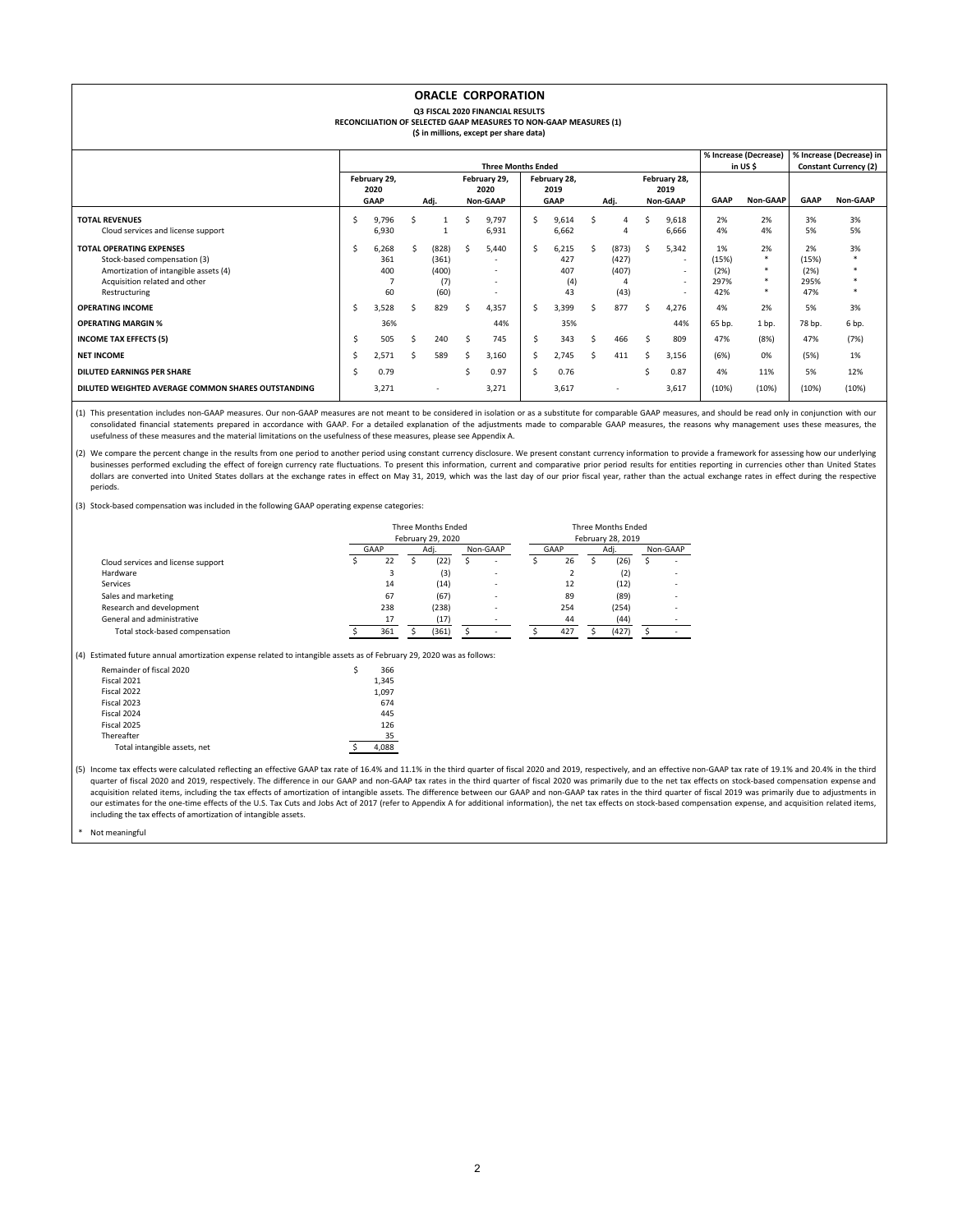# ORACLE CORPORATION

**Q3 FISCAL 2020 FINANCIAL RESULTS**
**RECONCILIATION OF SELECTED GAAP MEASURES TO NON-GAAP MEASURES (1)**
**($ in millions, except per share data)**

| | Three Months Ended | | | | | | % Increase (Decrease) in US $ | | % Increase (Decrease) in Constant Currency (2) | |
|---|---|---|---|---|---|---|---|---|---|---|
| | February 29, 2020 GAAP | Adj. | February 29, 2020 Non-GAAP | February 28, 2019 GAAP | Adj. | February 28, 2019 Non-GAAP | GAAP | Non-GAAP | GAAP | Non-GAAP |
| **TOTAL REVENUES** | $ 9,796 | $ 1 | $ 9,797 | $ 9,614 | $ 4 | $ 9,618 | 2% | 2% | 3% | 3% |
| Cloud services and license support | 6,930 | 1 | 6,931 | 6,662 | 4 | 6,666 | 4% | 4% | 5% | 5% |
| **TOTAL OPERATING EXPENSES** | $ 6,268 | $ (828) | $ 5,440 | $ 6,215 | $ (873) | $ 5,342 | 1% | 2% | 2% | 3% |
| Stock-based compensation (3) | 361 | (361) | - | 427 | (427) | - | (15%) | * | (15%) | * |
| Amortization of intangible assets (4) | 400 | (400) | - | 407 | (407) | - | (2%) | * | (2%) | * |
| Acquisition related and other | 7 | (7) | - | (4) | 4 | - | 297% | * | 295% | * |
| Restructuring | 60 | (60) | - | 43 | (43) | - | 42% | * | 47% | * |
| **OPERATING INCOME** | $ 3,528 | $ 829 | $ 4,357 | $ 3,399 | $ 877 | $ 4,276 | 4% | 2% | 5% | 3% |
| **OPERATING MARGIN %** | 36% | | 44% | 35% | | 44% | 65 bp. | 1 bp. | 78 bp. | 6 bp. |
| **INCOME TAX EFFECTS (5)** | $ 505 | $ 240 | $ 745 | $ 343 | $ 466 | $ 809 | 47% | (8%) | 47% | (7%) |
| **NET INCOME** | $ 2,571 | $ 589 | $ 3,160 | $ 2,745 | $ 411 | $ 3,156 | (6%) | 0% | (5%) | 1% |
| **DILUTED EARNINGS PER SHARE** | $ 0.79 | | $ 0.97 | $ 0.76 | | $ 0.87 | 4% | 11% | 5% | 12% |
| **DILUTED WEIGHTED AVERAGE COMMON SHARES OUTSTANDING** | 3,271 | - | 3,271 | 3,617 | - | 3,617 | (10%) | (10%) | (10%) | (10%) |

(1) This presentation includes non-GAAP measures. Our non-GAAP measures are not meant to be considered in isolation or as a substitute for comparable GAAP measures, and should be read only in conjunction with our consolidated financial statements prepared in accordance with GAAP. For a detailed explanation of the adjustments made to comparable GAAP measures, the reasons why management uses these measures, the usefulness of these measures and the material limitations on the usefulness of these measures, please see Appendix A.

(2) We compare the percent change in the results from one period to another period using constant currency disclosure. We present constant currency information to provide a framework for assessing how our underlying businesses performed excluding the effect of foreign currency rate fluctuations. To present this information, current and comparative prior period results for entities reporting in currencies other than United States dollars are converted into United States dollars at the exchange rates in effect on May 31, 2019, which was the last day of our prior fiscal year, rather than the actual exchange rates in effect during the respective periods.

(3) Stock-based compensation was included in the following GAAP operating expense categories:

| | Three Months Ended February 29, 2020 | | | Three Months Ended February 28, 2019 | | |
|---|---|---|---|---|---|---|
| | GAAP | Adj. | Non-GAAP | GAAP | Adj. | Non-GAAP |
| Cloud services and license support | $ 22 | $ (22) | $ - | $ 26 | $ (26) | $ - |
| Hardware | 3 | (3) | - | 2 | (2) | - |
| Services | 14 | (14) | - | 12 | (12) | - |
| Sales and marketing | 67 | (67) | - | 89 | (89) | - |
| Research and development | 238 | (238) | - | 254 | (254) | - |
| General and administrative | 17 | (17) | - | 44 | (44) | - |
| Total stock-based compensation | $ 361 | $ (361) | $ - | $ 427 | $ (427) | $ - |

(4) Estimated future annual amortization expense related to intangible assets as of February 29, 2020 was as follows:

| | |
|---|---|
| Remainder of fiscal 2020 | $ 366 |
| Fiscal 2021 | 1,345 |
| Fiscal 2022 | 1,097 |
| Fiscal 2023 | 674 |
| Fiscal 2024 | 445 |
| Fiscal 2025 | 126 |
| Thereafter | 35 |
| Total intangible assets, net | $ 4,088 |

(5) Income tax effects were calculated reflecting an effective GAAP tax rate of 16.4% and 11.1% in the third quarter of fiscal 2020 and 2019, respectively, and an effective non-GAAP tax rate of 19.1% and 20.4% in the third quarter of fiscal 2020 and 2019, respectively. The difference in our GAAP and non-GAAP tax rates in the third quarter of fiscal 2020 was primarily due to the net tax effects on stock-based compensation expense and acquisition related items, including the tax effects of amortization of intangible assets. The difference between our GAAP and non-GAAP tax rates in the third quarter of fiscal 2019 was primarily due to adjustments in our estimates for the one-time effects of the U.S. Tax Cuts and Jobs Act of 2017 (refer to Appendix A for additional information), the net tax effects on stock-based compensation expense, and acquisition related items, including the tax effects of amortization of intangible assets.

\* Not meaningful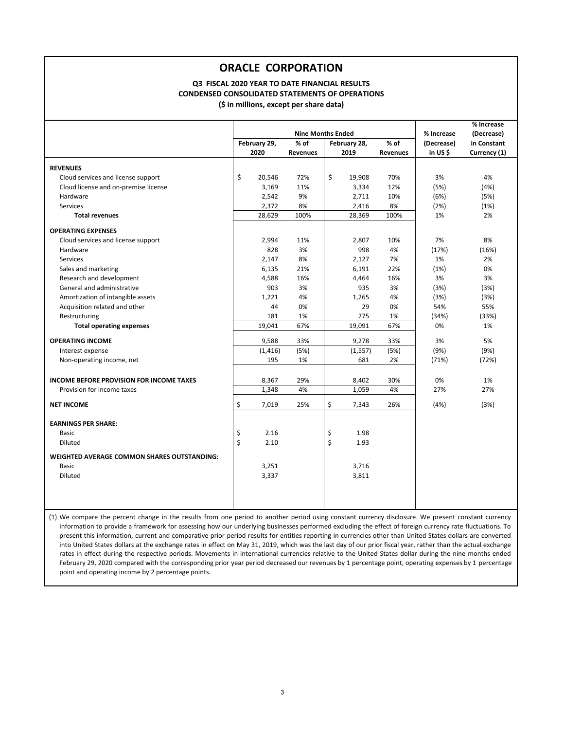# ORACLE CORPORATION

**Q3 FISCAL 2020 YEAR TO DATE FINANCIAL RESULTS**
**CONDENSED CONSOLIDATED STATEMENTS OF OPERATIONS**
**($ in millions, except per share data)**

| | Nine Months Ended | | | | % Increase (Decrease) in US $ | % Increase (Decrease) in Constant Currency (1) |
|---|---|---|---|---|---|---|
| | February 29, 2020 | % of Revenues | February 28, 2019 | % of Revenues | | |
| **REVENUES** | | | | | | |
| Cloud services and license support | $ 20,546 | 72% | $ 19,908 | 70% | 3% | 4% |
| Cloud license and on-premise license | 3,169 | 11% | 3,334 | 12% | (5%) | (4%) |
| Hardware | 2,542 | 9% | 2,711 | 10% | (6%) | (5%) |
| Services | 2,372 | 8% | 2,416 | 8% | (2%) | (1%) |
| **Total revenues** | 28,629 | 100% | 28,369 | 100% | 1% | 2% |
| **OPERATING EXPENSES** | | | | | | |
| Cloud services and license support | 2,994 | 11% | 2,807 | 10% | 7% | 8% |
| Hardware | 828 | 3% | 998 | 4% | (17%) | (16%) |
| Services | 2,147 | 8% | 2,127 | 7% | 1% | 2% |
| Sales and marketing | 6,135 | 21% | 6,191 | 22% | (1%) | 0% |
| Research and development | 4,588 | 16% | 4,464 | 16% | 3% | 3% |
| General and administrative | 903 | 3% | 935 | 3% | (3%) | (3%) |
| Amortization of intangible assets | 1,221 | 4% | 1,265 | 4% | (3%) | (3%) |
| Acquisition related and other | 44 | 0% | 29 | 0% | 54% | 55% |
| Restructuring | 181 | 1% | 275 | 1% | (34%) | (33%) |
| **Total operating expenses** | 19,041 | 67% | 19,091 | 67% | 0% | 1% |
| **OPERATING INCOME** | 9,588 | 33% | 9,278 | 33% | 3% | 5% |
| Interest expense | (1,416) | (5%) | (1,557) | (5%) | (9%) | (9%) |
| Non-operating income, net | 195 | 1% | 681 | 2% | (71%) | (72%) |
| **INCOME BEFORE PROVISION FOR INCOME TAXES** | 8,367 | 29% | 8,402 | 30% | 0% | 1% |
| Provision for income taxes | 1,348 | 4% | 1,059 | 4% | 27% | 27% |
| **NET INCOME** | $ 7,019 | 25% | $ 7,343 | 26% | (4%) | (3%) |
| **EARNINGS PER SHARE:** | | | | | | |
| Basic | $ 2.16 | | $ 1.98 | | | |
| Diluted | $ 2.10 | | $ 1.93 | | | |
| **WEIGHTED AVERAGE COMMON SHARES OUTSTANDING:** | | | | | | |
| Basic | 3,251 | | 3,716 | | | |
| Diluted | 3,337 | | 3,811 | | | |

(1) We compare the percent change in the results from one period to another period using constant currency disclosure. We present constant currency information to provide a framework for assessing how our underlying businesses performed excluding the effect of foreign currency rate fluctuations. To present this information, current and comparative prior period results for entities reporting in currencies other than United States dollars are converted into United States dollars at the exchange rates in effect on May 31, 2019, which was the last day of our prior fiscal year, rather than the actual exchange rates in effect during the respective periods. Movements in international currencies relative to the United States dollar during the nine months ended February 29, 2020 compared with the corresponding prior year period decreased our revenues by 1 percentage point, operating expenses by 1 percentage point and operating income by 2 percentage points.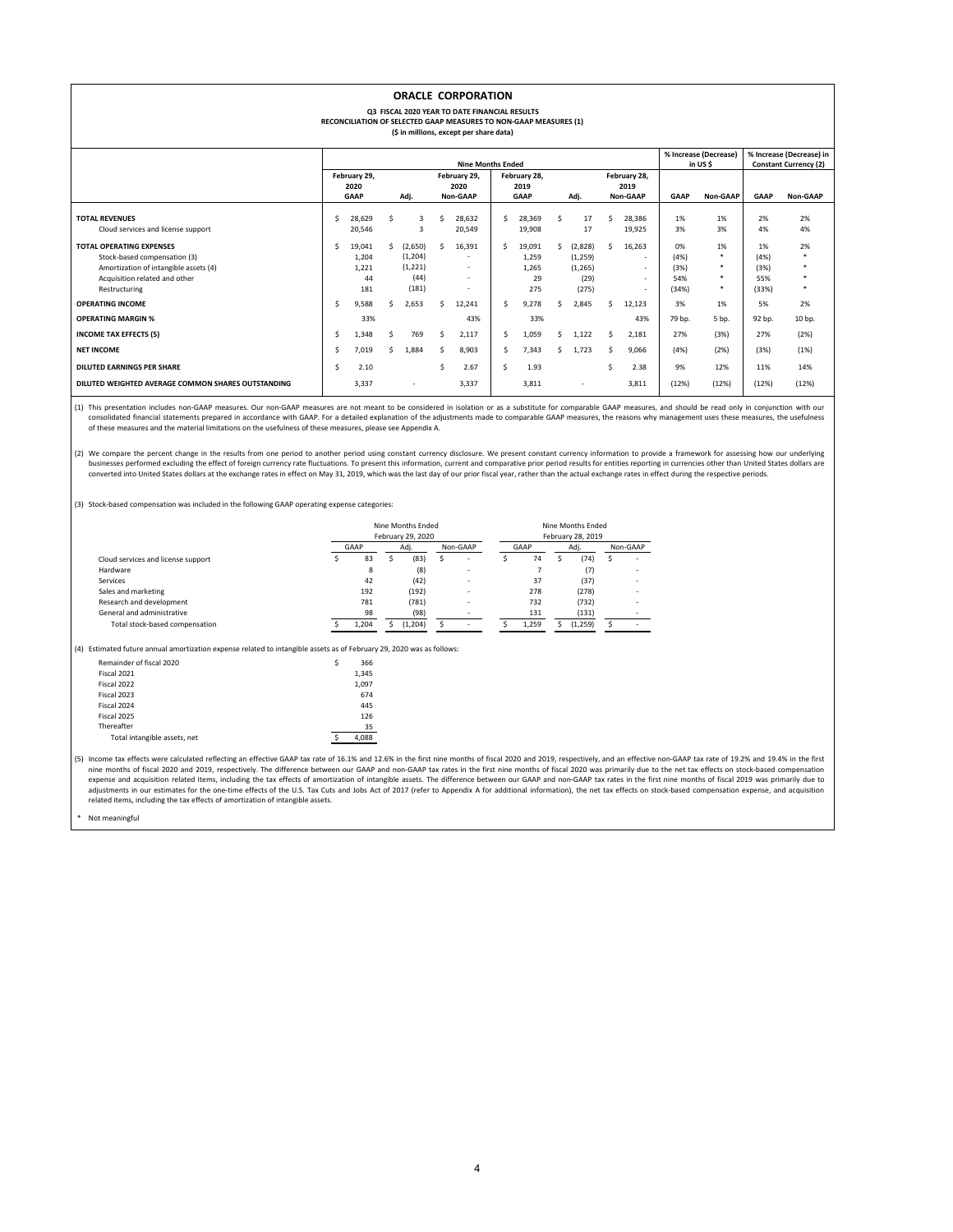# ORACLE CORPORATION

**Q3 FISCAL 2020 YEAR TO DATE FINANCIAL RESULTS**
**RECONCILIATION OF SELECTED GAAP MEASURES TO NON-GAAP MEASURES (1)**
**($ in millions, except per share data)**

| | Nine Months Ended | | | | | | % Increase (Decrease) in US $ | | % Increase (Decrease) in Constant Currency (2) | |
|---|---|---|---|---|---|---|---|---|---|---|
| | February 29, 2020 GAAP | Adj. | February 29, 2020 Non-GAAP | February 28, 2019 GAAP | Adj. | February 28, 2019 Non-GAAP | GAAP | Non-GAAP | GAAP | Non-GAAP |
| **TOTAL REVENUES** | $ 28,629 | $ 3 | $ 28,632 | $ 28,369 | $ 17 | $ 28,386 | 1% | 1% | 2% | 2% |
| Cloud services and license support | 20,546 | 3 | 20,549 | 19,908 | 17 | 19,925 | 3% | 3% | 4% | 4% |
| **TOTAL OPERATING EXPENSES** | $ 19,041 | $ (2,650) | $ 16,391 | $ 19,091 | $ (2,828) | $ 16,263 | 0% | 1% | 1% | 2% |
| Stock-based compensation (3) | 1,204 | (1,204) | - | 1,259 | (1,259) | - | (4%) | * | (4%) | * |
| Amortization of intangible assets (4) | 1,221 | (1,221) | - | 1,265 | (1,265) | - | (3%) | * | (3%) | * |
| Acquisition related and other | 44 | (44) | - | 29 | (29) | - | 54% | * | 55% | * |
| Restructuring | 181 | (181) | - | 275 | (275) | - | (34%) | * | (33%) | * |
| **OPERATING INCOME** | $ 9,588 | $ 2,653 | $ 12,241 | $ 9,278 | $ 2,845 | $ 12,123 | 3% | 1% | 5% | 2% |
| **OPERATING MARGIN %** | 33% | | 43% | 33% | | 43% | 79 bp. | 5 bp. | 92 bp. | 10 bp. |
| **INCOME TAX EFFECTS (5)** | $ 1,348 | $ 769 | $ 2,117 | $ 1,059 | $ 1,122 | $ 2,181 | 27% | (3%) | 27% | (2%) |
| **NET INCOME** | $ 7,019 | $ 1,884 | $ 8,903 | $ 7,343 | $ 1,723 | $ 9,066 | (4%) | (2%) | (3%) | (1%) |
| **DILUTED EARNINGS PER SHARE** | $ 2.10 | | $ 2.67 | $ 1.93 | | $ 2.38 | 9% | 12% | 11% | 14% |
| **DILUTED WEIGHTED AVERAGE COMMON SHARES OUTSTANDING** | 3,337 | - | 3,337 | 3,811 | - | 3,811 | (12%) | (12%) | (12%) | (12%) |

(1) This presentation includes non-GAAP measures. Our non-GAAP measures are not meant to be considered in isolation or as a substitute for comparable GAAP measures, and should be read only in conjunction with our consolidated financial statements prepared in accordance with GAAP. For a detailed explanation of the adjustments made to comparable GAAP measures, the reasons why management uses these measures, the usefulness of these measures and the material limitations on the usefulness of these measures, please see Appendix A.

(2) We compare the percent change in the results from one period to another period using constant currency disclosure. We present constant currency information to provide a framework for assessing how our underlying businesses performed excluding the effect of foreign currency rate fluctuations. To present this information, current and comparative prior period results for entities reporting in currencies other than United States dollars are converted into United States dollars at the exchange rates in effect on May 31, 2019, which was the last day of our prior fiscal year, rather than the actual exchange rates in effect during the respective periods.

(3) Stock-based compensation was included in the following GAAP operating expense categories:

| | Nine Months Ended February 29, 2020 | | | Nine Months Ended February 28, 2019 | | |
|---|---|---|---|---|---|---|
| | GAAP | Adj. | Non-GAAP | GAAP | Adj. | Non-GAAP |
| Cloud services and license support | $ 83 | $ (83) | $ - | $ 74 | $ (74) | $ - |
| Hardware | 8 | (8) | - | 7 | (7) | - |
| Services | 42 | (42) | - | 37 | (37) | - |
| Sales and marketing | 192 | (192) | - | 278 | (278) | - |
| Research and development | 781 | (781) | - | 732 | (732) | - |
| General and administrative | 98 | (98) | - | 131 | (131) | - |
| Total stock-based compensation | $ 1,204 | $ (1,204) | $ - | $ 1,259 | $ (1,259) | $ - |

(4) Estimated future annual amortization expense related to intangible assets as of February 29, 2020 was as follows:

| | |
|---|---|
| Remainder of fiscal 2020 | $ 366 |
| Fiscal 2021 | 1,345 |
| Fiscal 2022 | 1,097 |
| Fiscal 2023 | 674 |
| Fiscal 2024 | 445 |
| Fiscal 2025 | 126 |
| Thereafter | 35 |
| Total intangible assets, net | $ 4,088 |

(5) Income tax effects were calculated reflecting an effective GAAP tax rate of 16.1% and 12.6% in the first nine months of fiscal 2020 and 2019, respectively, and an effective non-GAAP tax rate of 19.2% and 19.4% in the first nine months of fiscal 2020 and 2019, respectively. The difference between our GAAP and non-GAAP tax rates in the first nine months of fiscal 2020 was primarily due to the net tax effects on stock-based compensation expense and acquisition related items, including the tax effects of amortization of intangible assets. The difference between our GAAP and non-GAAP tax rates in the first nine months of fiscal 2019 was primarily due to adjustments in our estimates for the one-time effects of the U.S. Tax Cuts and Jobs Act of 2017 (refer to Appendix A for additional information), the net tax effects on stock-based compensation expense, and acquisition related items, including the tax effects of amortization of intangible assets.

\* Not meaningful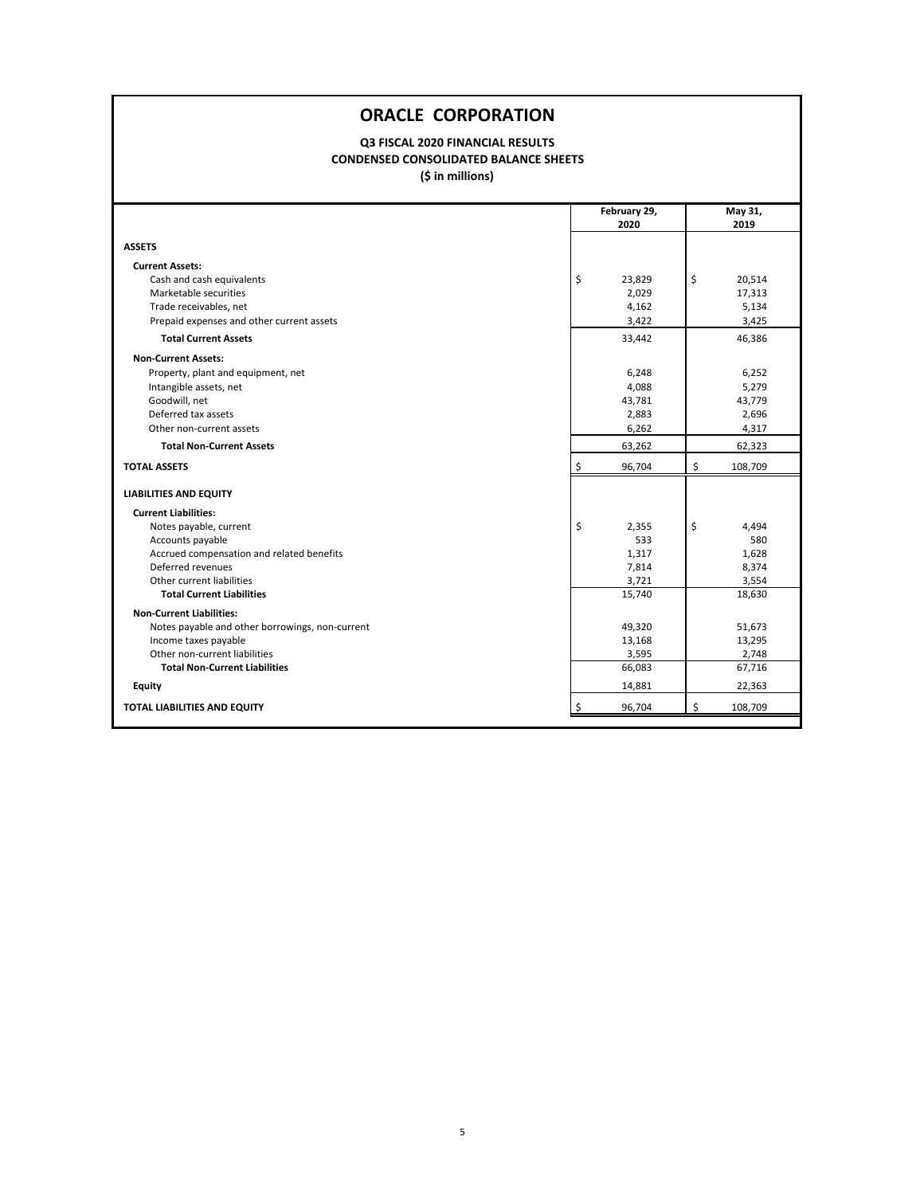# ORACLE CORPORATION

**Q3 FISCAL 2020 FINANCIAL RESULTS**
**CONDENSED CONSOLIDATED BALANCE SHEETS**
**($ in millions)**

| | February 29, 2020 | May 31, 2019 |
|---|---|---|
| **ASSETS** | | |
| **Current Assets:** | | |
| Cash and cash equivalents | $ 23,829 | $ 20,514 |
| Marketable securities | 2,029 | 17,313 |
| Trade receivables, net | 4,162 | 5,134 |
| Prepaid expenses and other current assets | 3,422 | 3,425 |
| **Total Current Assets** | 33,442 | 46,386 |
| **Non-Current Assets:** | | |
| Property, plant and equipment, net | 6,248 | 6,252 |
| Intangible assets, net | 4,088 | 5,279 |
| Goodwill, net | 43,781 | 43,779 |
| Deferred tax assets | 2,883 | 2,696 |
| Other non-current assets | 6,262 | 4,317 |
| **Total Non-Current Assets** | 63,262 | 62,323 |
| **TOTAL ASSETS** | $ 96,704 | $ 108,709 |
| **LIABILITIES AND EQUITY** | | |
| **Current Liabilities:** | | |
| Notes payable, current | $ 2,355 | $ 4,494 |
| Accounts payable | 533 | 580 |
| Accrued compensation and related benefits | 1,317 | 1,628 |
| Deferred revenues | 7,814 | 8,374 |
| Other current liabilities | 3,721 | 3,554 |
| **Total Current Liabilities** | 15,740 | 18,630 |
| **Non-Current Liabilities:** | | |
| Notes payable and other borrowings, non-current | 49,320 | 51,673 |
| Income taxes payable | 13,168 | 13,295 |
| Other non-current liabilities | 3,595 | 2,748 |
| **Total Non-Current Liabilities** | 66,083 | 67,716 |
| **Equity** | 14,881 | 22,363 |
| **TOTAL LIABILITIES AND EQUITY** | $ 96,704 | $ 108,709 |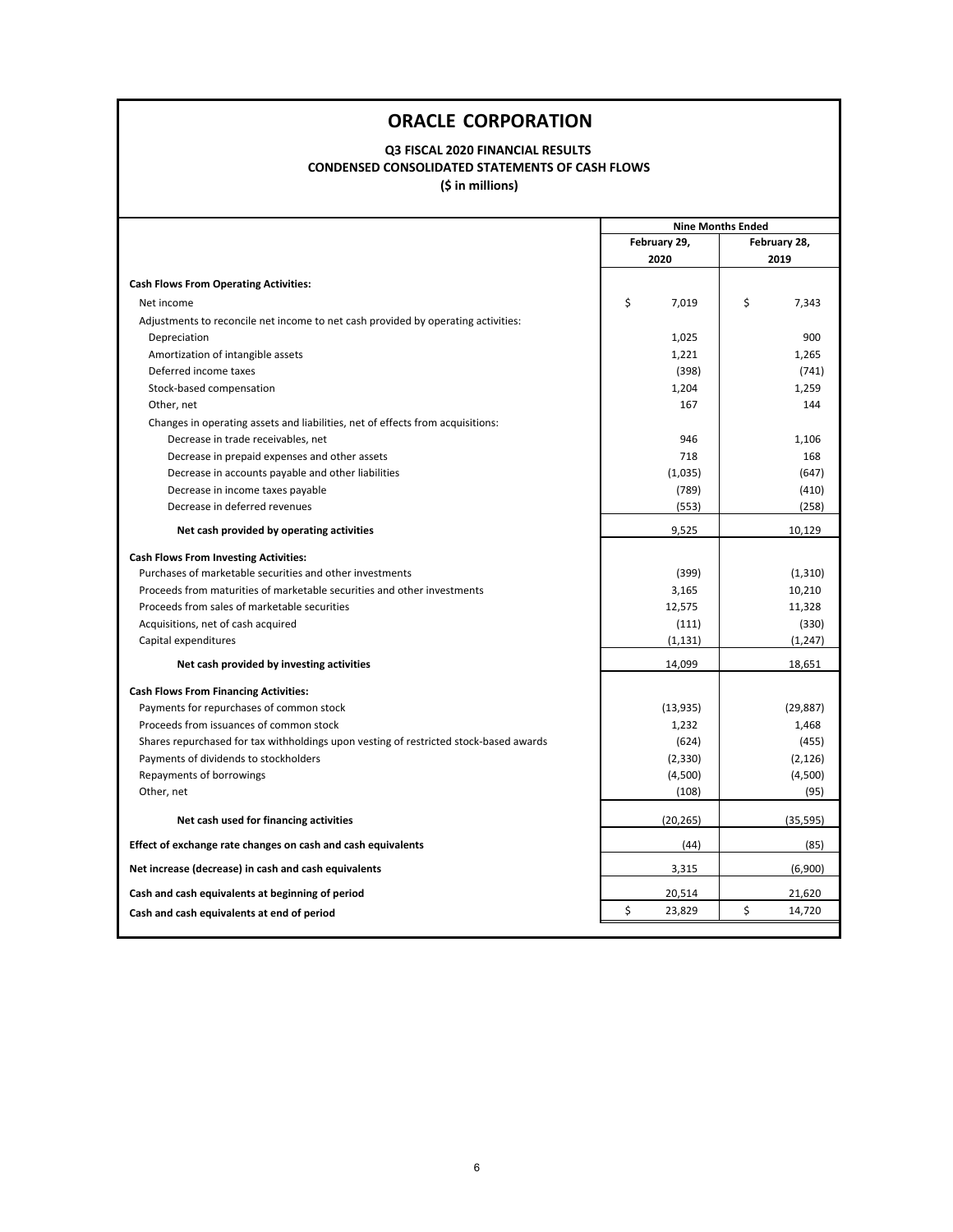# ORACLE CORPORATION

### Q3 FISCAL 2020 FINANCIAL RESULTS
### CONDENSED CONSOLIDATED STATEMENTS OF CASH FLOWS
### ($ in millions)

| | Nine Months Ended | |
|---|---|---|
| | February 29, 2020 | February 28, 2019 |
| **Cash Flows From Operating Activities:** | | |
| Net income | $ 7,019 | $ 7,343 |
| Adjustments to reconcile net income to net cash provided by operating activities: | | |
| Depreciation | 1,025 | 900 |
| Amortization of intangible assets | 1,221 | 1,265 |
| Deferred income taxes | (398) | (741) |
| Stock-based compensation | 1,204 | 1,259 |
| Other, net | 167 | 144 |
| Changes in operating assets and liabilities, net of effects from acquisitions: | | |
| Decrease in trade receivables, net | 946 | 1,106 |
| Decrease in prepaid expenses and other assets | 718 | 168 |
| Decrease in accounts payable and other liabilities | (1,035) | (647) |
| Decrease in income taxes payable | (789) | (410) |
| Decrease in deferred revenues | (553) | (258) |
| **Net cash provided by operating activities** | 9,525 | 10,129 |
| **Cash Flows From Investing Activities:** | | |
| Purchases of marketable securities and other investments | (399) | (1,310) |
| Proceeds from maturities of marketable securities and other investments | 3,165 | 10,210 |
| Proceeds from sales of marketable securities | 12,575 | 11,328 |
| Acquisitions, net of cash acquired | (111) | (330) |
| Capital expenditures | (1,131) | (1,247) |
| **Net cash provided by investing activities** | 14,099 | 18,651 |
| **Cash Flows From Financing Activities:** | | |
| Payments for repurchases of common stock | (13,935) | (29,887) |
| Proceeds from issuances of common stock | 1,232 | 1,468 |
| Shares repurchased for tax withholdings upon vesting of restricted stock-based awards | (624) | (455) |
| Payments of dividends to stockholders | (2,330) | (2,126) |
| Repayments of borrowings | (4,500) | (4,500) |
| Other, net | (108) | (95) |
| **Net cash used for financing activities** | (20,265) | (35,595) |
| **Effect of exchange rate changes on cash and cash equivalents** | (44) | (85) |
| **Net increase (decrease) in cash and cash equivalents** | 3,315 | (6,900) |
| **Cash and cash equivalents at beginning of period** | 20,514 | 21,620 |
| **Cash and cash equivalents at end of period** | $ 23,829 | $ 14,720 |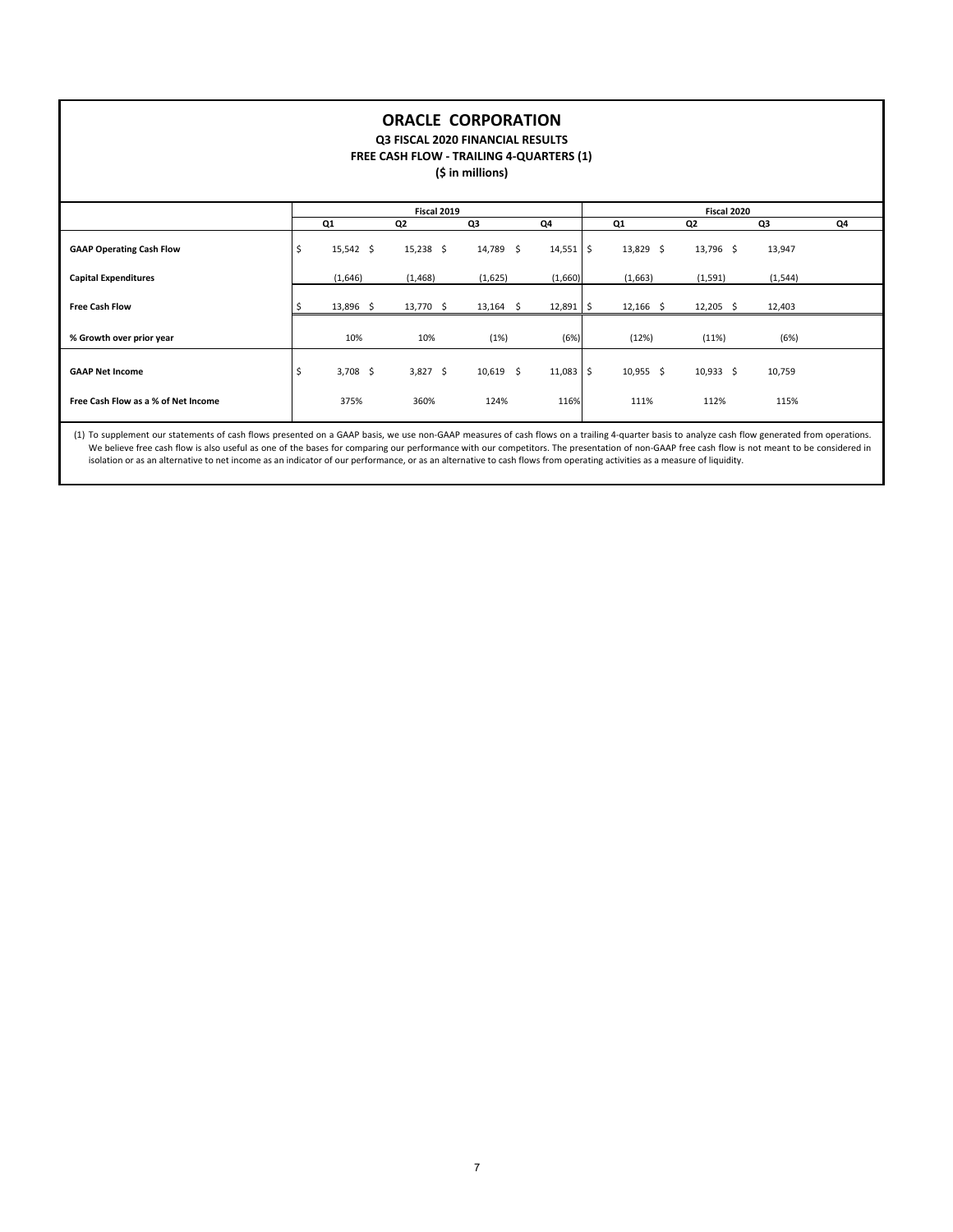# ORACLE CORPORATION

### Q3 FISCAL 2020 FINANCIAL RESULTS

### FREE CASH FLOW - TRAILING 4-QUARTERS (1)

### ($ in millions)

| | Fiscal 2019 | | | | Fiscal 2020 | | | |
|---|---|---|---|---|---|---|---|---|
| | Q1 | Q2 | Q3 | Q4 | Q1 | Q2 | Q3 | Q4 |
| **GAAP Operating Cash Flow** | $ 15,542 | $ 15,238 | $ 14,789 | $ 14,551 | $ 13,829 | $ 13,796 | $ 13,947 | |
| **Capital Expenditures** | (1,646) | (1,468) | (1,625) | (1,660) | (1,663) | (1,591) | (1,544) | |
| **Free Cash Flow** | $ 13,896 | $ 13,770 | $ 13,164 | $ 12,891 | $ 12,166 | $ 12,205 | $ 12,403 | |
| **% Growth over prior year** | 10% | 10% | (1%) | (6%) | (12%) | (11%) | (6%) | |
| **GAAP Net Income** | $ 3,708 | $ 3,827 | $ 10,619 | $ 11,083 | $ 10,955 | $ 10,933 | $ 10,759 | |
| **Free Cash Flow as a % of Net Income** | 375% | 360% | 124% | 116% | 111% | 112% | 115% | |

(1) To supplement our statements of cash flows presented on a GAAP basis, we use non-GAAP measures of cash flows on a trailing 4-quarter basis to analyze cash flow generated from operations. We believe free cash flow is also useful as one of the bases for comparing our performance with our competitors. The presentation of non-GAAP free cash flow is not meant to be considered in isolation or as an alternative to net income as an indicator of our performance, or as an alternative to cash flows from operating activities as a measure of liquidity.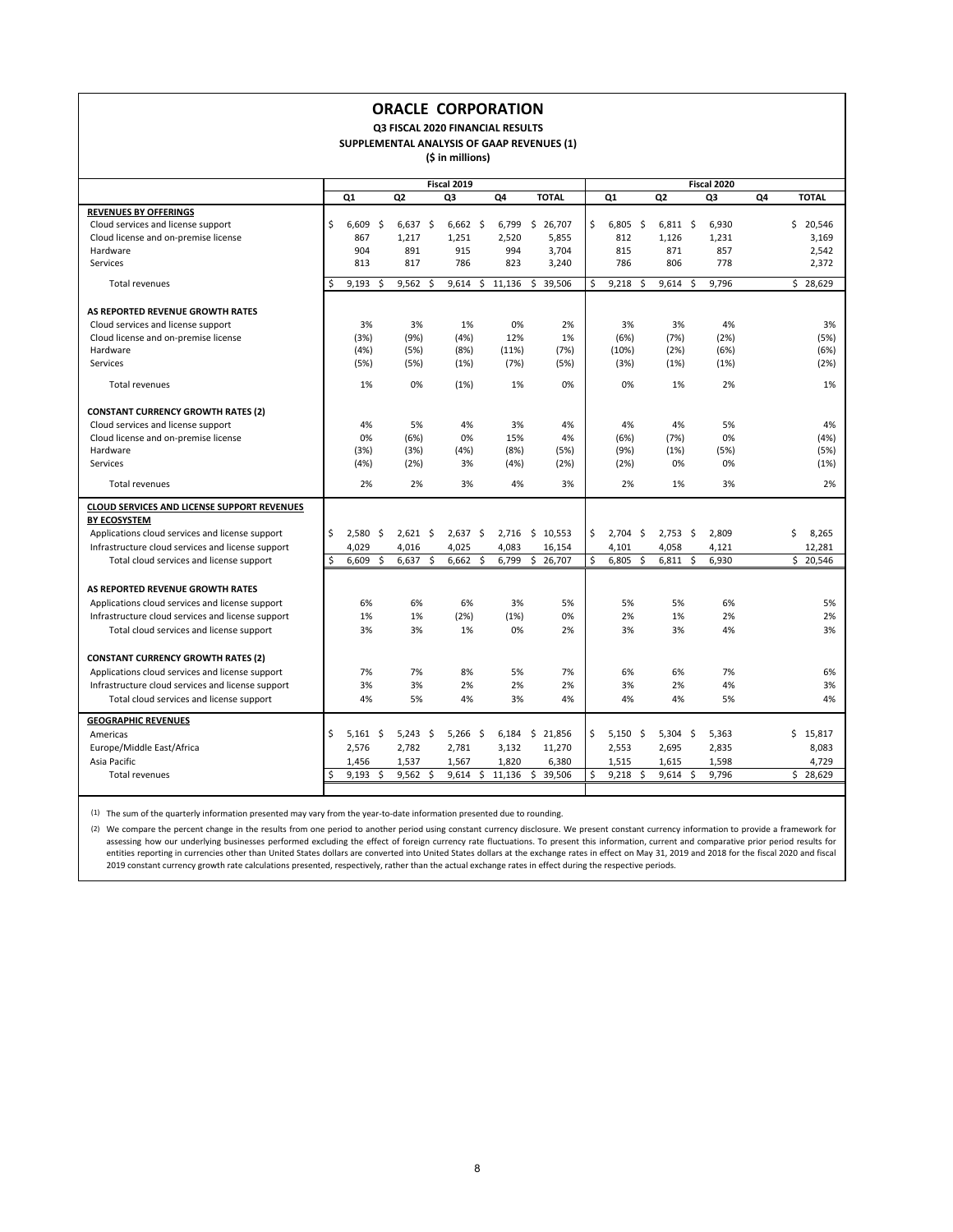# ORACLE CORPORATION

**Q3 FISCAL 2020 FINANCIAL RESULTS**

**SUPPLEMENTAL ANALYSIS OF GAAP REVENUES (1)**

**($ in millions)**

| | Fiscal 2019 | | | | | Fiscal 2020 | | | | |
|---|---|---|---|---|---|---|---|---|---|---|
| | Q1 | Q2 | Q3 | Q4 | TOTAL | Q1 | Q2 | Q3 | Q4 | TOTAL |
| **REVENUES BY OFFERINGS** | | | | | | | | | | |
| Cloud services and license support | $ 6,609 | $ 6,637 | $ 6,662 | $ 6,799 | $ 26,707 | $ 6,805 | $ 6,811 | $ 6,930 | | $ 20,546 |
| Cloud license and on-premise license | 867 | 1,217 | 1,251 | 2,520 | 5,855 | 812 | 1,126 | 1,231 | | 3,169 |
| Hardware | 904 | 891 | 915 | 994 | 3,704 | 815 | 871 | 857 | | 2,542 |
| Services | 813 | 817 | 786 | 823 | 3,240 | 786 | 806 | 778 | | 2,372 |
| Total revenues | $ 9,193 | $ 9,562 | $ 9,614 | $ 11,136 | $ 39,506 | $ 9,218 | $ 9,614 | $ 9,796 | | $ 28,629 |
| **AS REPORTED REVENUE GROWTH RATES** | | | | | | | | | | |
| Cloud services and license support | 3% | 3% | 1% | 0% | 2% | 3% | 3% | 4% | | 3% |
| Cloud license and on-premise license | (3%) | (9%) | (4%) | 12% | 1% | (6%) | (7%) | (2%) | | (5%) |
| Hardware | (4%) | (5%) | (8%) | (11%) | (7%) | (10%) | (2%) | (6%) | | (6%) |
| Services | (5%) | (5%) | (1%) | (7%) | (5%) | (3%) | (1%) | (1%) | | (2%) |
| Total revenues | 1% | 0% | (1%) | 1% | 0% | 0% | 1% | 2% | | 1% |
| **CONSTANT CURRENCY GROWTH RATES (2)** | | | | | | | | | | |
| Cloud services and license support | 4% | 5% | 4% | 3% | 4% | 4% | 4% | 5% | | 4% |
| Cloud license and on-premise license | 0% | (6%) | 0% | 15% | 4% | (6%) | (7%) | 0% | | (4%) |
| Hardware | (3%) | (3%) | (4%) | (8%) | (5%) | (9%) | (1%) | (5%) | | (5%) |
| Services | (4%) | (2%) | 3% | (4%) | (2%) | (2%) | 0% | 0% | | (1%) |
| Total revenues | 2% | 2% | 3% | 4% | 3% | 2% | 1% | 3% | | 2% |
| **CLOUD SERVICES AND LICENSE SUPPORT REVENUES BY ECOSYSTEM** | | | | | | | | | | |
| Applications cloud services and license support | $ 2,580 | $ 2,621 | $ 2,637 | $ 2,716 | $ 10,553 | $ 2,704 | $ 2,753 | $ 2,809 | | $ 8,265 |
| Infrastructure cloud services and license support | 4,029 | 4,016 | 4,025 | 4,083 | 16,154 | 4,101 | 4,058 | 4,121 | | 12,281 |
| Total cloud services and license support | $ 6,609 | $ 6,637 | $ 6,662 | $ 6,799 | $ 26,707 | $ 6,805 | $ 6,811 | $ 6,930 | | $ 20,546 |
| **AS REPORTED REVENUE GROWTH RATES** | | | | | | | | | | |
| Applications cloud services and license support | 6% | 6% | 6% | 3% | 5% | 5% | 5% | 6% | | 5% |
| Infrastructure cloud services and license support | 1% | 1% | (2%) | (1%) | 0% | 2% | 1% | 2% | | 2% |
| Total cloud services and license support | 3% | 3% | 1% | 0% | 2% | 3% | 3% | 4% | | 3% |
| **CONSTANT CURRENCY GROWTH RATES (2)** | | | | | | | | | | |
| Applications cloud services and license support | 7% | 7% | 8% | 5% | 7% | 6% | 6% | 7% | | 6% |
| Infrastructure cloud services and license support | 3% | 3% | 2% | 2% | 2% | 3% | 2% | 4% | | 3% |
| Total cloud services and license support | 4% | 5% | 4% | 3% | 4% | 4% | 4% | 5% | | 4% |
| **GEOGRAPHIC REVENUES** | | | | | | | | | | |
| Americas | $ 5,161 | $ 5,243 | $ 5,266 | $ 6,184 | $ 21,856 | $ 5,150 | $ 5,304 | $ 5,363 | | $ 15,817 |
| Europe/Middle East/Africa | 2,576 | 2,782 | 2,781 | 3,132 | 11,270 | 2,553 | 2,695 | 2,835 | | 8,083 |
| Asia Pacific | 1,456 | 1,537 | 1,567 | 1,820 | 6,380 | 1,515 | 1,615 | 1,598 | | 4,729 |
| Total revenues | $ 9,193 | $ 9,562 | $ 9,614 | $ 11,136 | $ 39,506 | $ 9,218 | $ 9,614 | $ 9,796 | | $ 28,629 |

(1) The sum of the quarterly information presented may vary from the year-to-date information presented due to rounding.

(2) We compare the percent change in the results from one period to another period using constant currency disclosure. We present constant currency information to provide a framework for assessing how our underlying businesses performed excluding the effect of foreign currency rate fluctuations. To present this information, current and comparative prior period results for entities reporting in currencies other than United States dollars are converted into United States dollars at the exchange rates in effect on May 31, 2019 and 2018 for the fiscal 2020 and fiscal 2019 constant currency growth rate calculations presented, respectively, rather than the actual exchange rates in effect during the respective periods.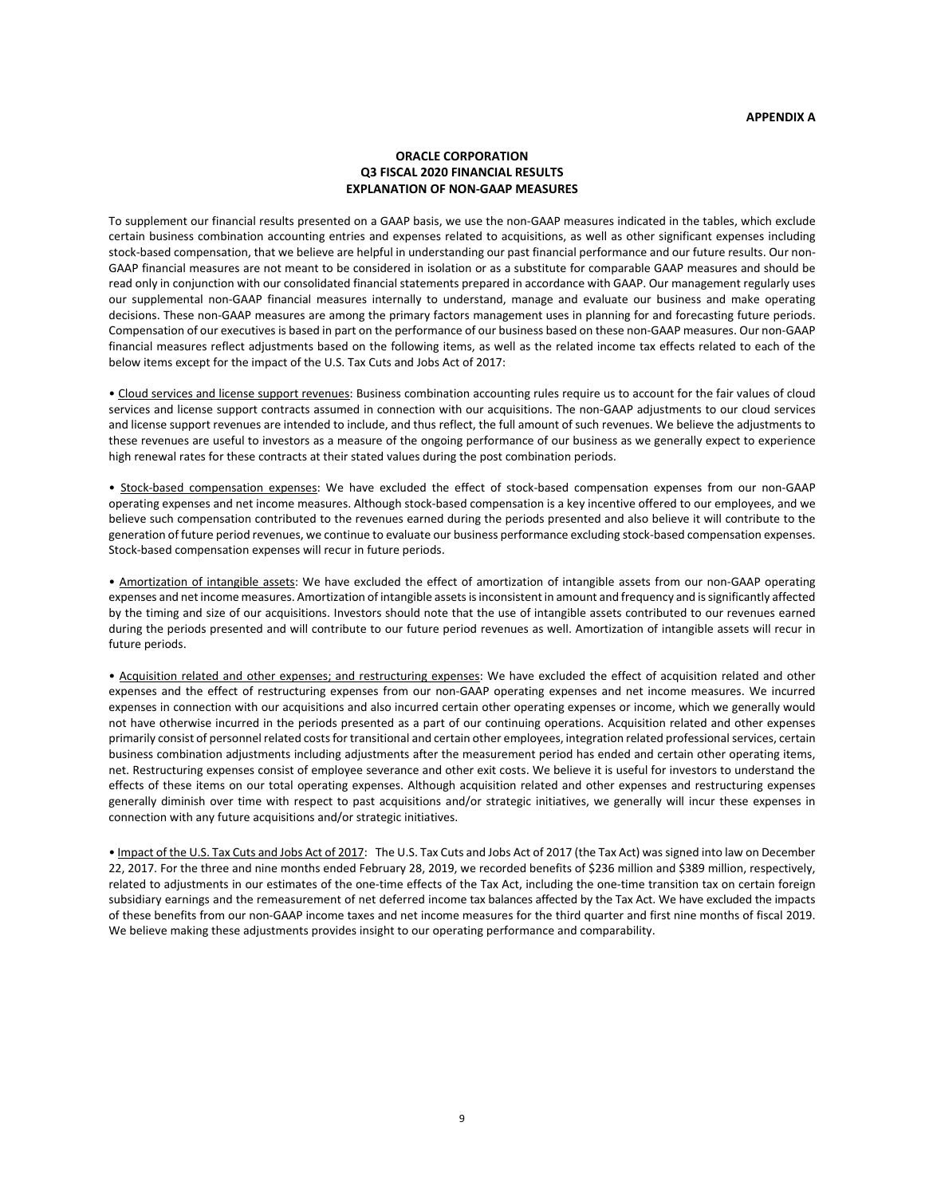**APPENDIX A**

**ORACLE CORPORATION**
**Q3 FISCAL 2020 FINANCIAL RESULTS**
**EXPLANATION OF NON-GAAP MEASURES**

To supplement our financial results presented on a GAAP basis, we use the non-GAAP measures indicated in the tables, which exclude certain business combination accounting entries and expenses related to acquisitions, as well as other significant expenses including stock-based compensation, that we believe are helpful in understanding our past financial performance and our future results. Our non-GAAP financial measures are not meant to be considered in isolation or as a substitute for comparable GAAP measures and should be read only in conjunction with our consolidated financial statements prepared in accordance with GAAP. Our management regularly uses our supplemental non-GAAP financial measures internally to understand, manage and evaluate our business and make operating decisions. These non-GAAP measures are among the primary factors management uses in planning for and forecasting future periods. Compensation of our executives is based in part on the performance of our business based on these non-GAAP measures. Our non-GAAP financial measures reflect adjustments based on the following items, as well as the related income tax effects related to each of the below items except for the impact of the U.S. Tax Cuts and Jobs Act of 2017:

• Cloud services and license support revenues: Business combination accounting rules require us to account for the fair values of cloud services and license support contracts assumed in connection with our acquisitions. The non-GAAP adjustments to our cloud services and license support revenues are intended to include, and thus reflect, the full amount of such revenues. We believe the adjustments to these revenues are useful to investors as a measure of the ongoing performance of our business as we generally expect to experience high renewal rates for these contracts at their stated values during the post combination periods.

• Stock-based compensation expenses: We have excluded the effect of stock-based compensation expenses from our non-GAAP operating expenses and net income measures. Although stock-based compensation is a key incentive offered to our employees, and we believe such compensation contributed to the revenues earned during the periods presented and also believe it will contribute to the generation of future period revenues, we continue to evaluate our business performance excluding stock-based compensation expenses. Stock-based compensation expenses will recur in future periods.

• Amortization of intangible assets: We have excluded the effect of amortization of intangible assets from our non-GAAP operating expenses and net income measures. Amortization of intangible assets is inconsistent in amount and frequency and is significantly affected by the timing and size of our acquisitions. Investors should note that the use of intangible assets contributed to our revenues earned during the periods presented and will contribute to our future period revenues as well. Amortization of intangible assets will recur in future periods.

• Acquisition related and other expenses; and restructuring expenses: We have excluded the effect of acquisition related and other expenses and the effect of restructuring expenses from our non-GAAP operating expenses and net income measures. We incurred expenses in connection with our acquisitions and also incurred certain other operating expenses or income, which we generally would not have otherwise incurred in the periods presented as a part of our continuing operations. Acquisition related and other expenses primarily consist of personnel related costs for transitional and certain other employees, integration related professional services, certain business combination adjustments including adjustments after the measurement period has ended and certain other operating items, net. Restructuring expenses consist of employee severance and other exit costs. We believe it is useful for investors to understand the effects of these items on our total operating expenses. Although acquisition related and other expenses and restructuring expenses generally diminish over time with respect to past acquisitions and/or strategic initiatives, we generally will incur these expenses in connection with any future acquisitions and/or strategic initiatives.

• Impact of the U.S. Tax Cuts and Jobs Act of 2017: The U.S. Tax Cuts and Jobs Act of 2017 (the Tax Act) was signed into law on December 22, 2017. For the three and nine months ended February 28, 2019, we recorded benefits of $236 million and $389 million, respectively, related to adjustments in our estimates of the one-time effects of the Tax Act, including the one-time transition tax on certain foreign subsidiary earnings and the remeasurement of net deferred income tax balances affected by the Tax Act. We have excluded the impacts of these benefits from our non-GAAP income taxes and net income measures for the third quarter and first nine months of fiscal 2019. We believe making these adjustments provides insight to our operating performance and comparability.